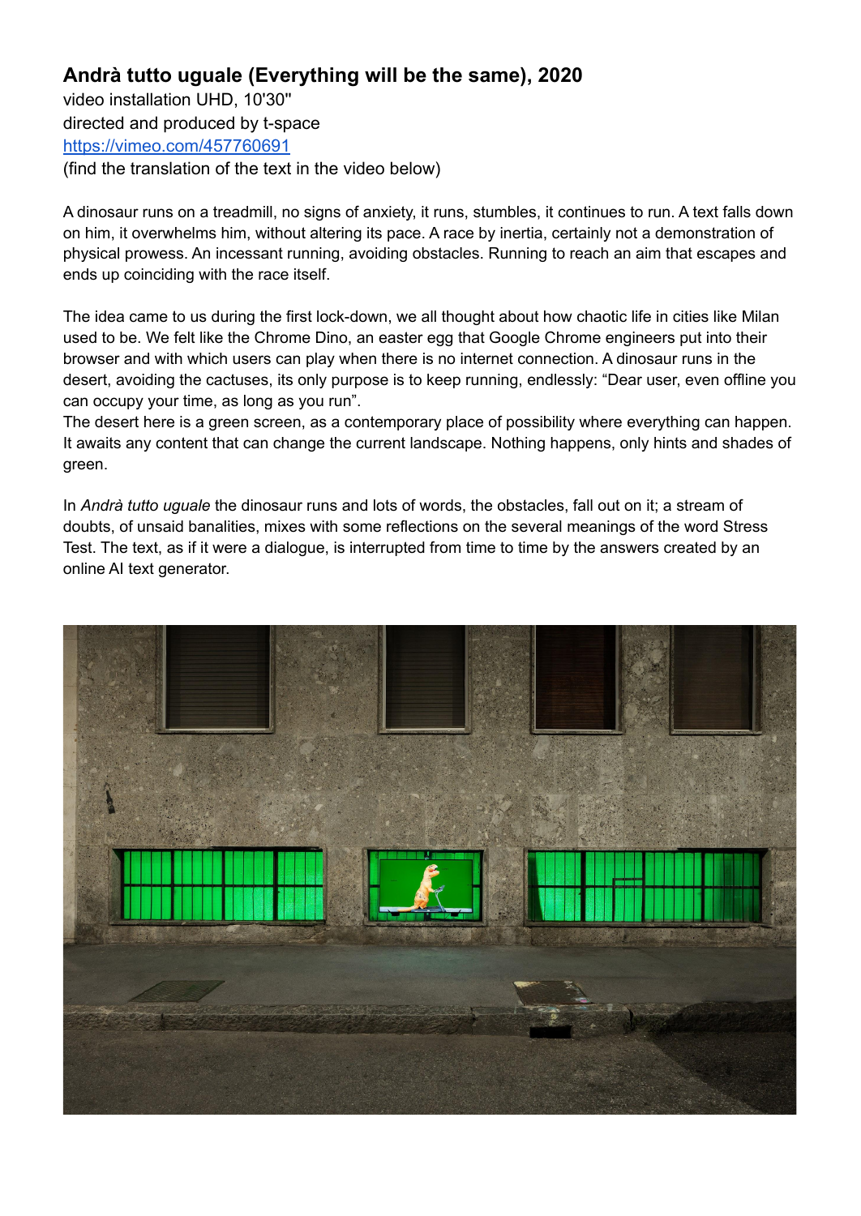# Andrà tutto uguale (Everything will be the same), 2020

video installation UHD, 10'30''
directed and produced by t-space
https://vimeo.com/457760691
(find the translation of the text in the video below)

A dinosaur runs on a treadmill, no signs of anxiety, it runs, stumbles, it continues to run. A text falls down on him, it overwhelms him, without altering its pace. A race by inertia, certainly not a demonstration of physical prowess. An incessant running, avoiding obstacles. Running to reach an aim that escapes and ends up coinciding with the race itself.

The idea came to us during the first lock-down, we all thought about how chaotic life in cities like Milan used to be. We felt like the Chrome Dino, an easter egg that Google Chrome engineers put into their browser and with which users can play when there is no internet connection. A dinosaur runs in the desert, avoiding the cactuses, its only purpose is to keep running, endlessly: "Dear user, even offline you can occupy your time, as long as you run".
The desert here is a green screen, as a contemporary place of possibility where everything can happen. It awaits any content that can change the current landscape. Nothing happens, only hints and shades of green.

In *Andrà tutto uguale* the dinosaur runs and lots of words, the obstacles, fall out on it; a stream of doubts, of unsaid banalities, mixes with some reflections on the several meanings of the word Stress Test. The text, as if it were a dialogue, is interrupted from time to time by the answers created by an online AI text generator.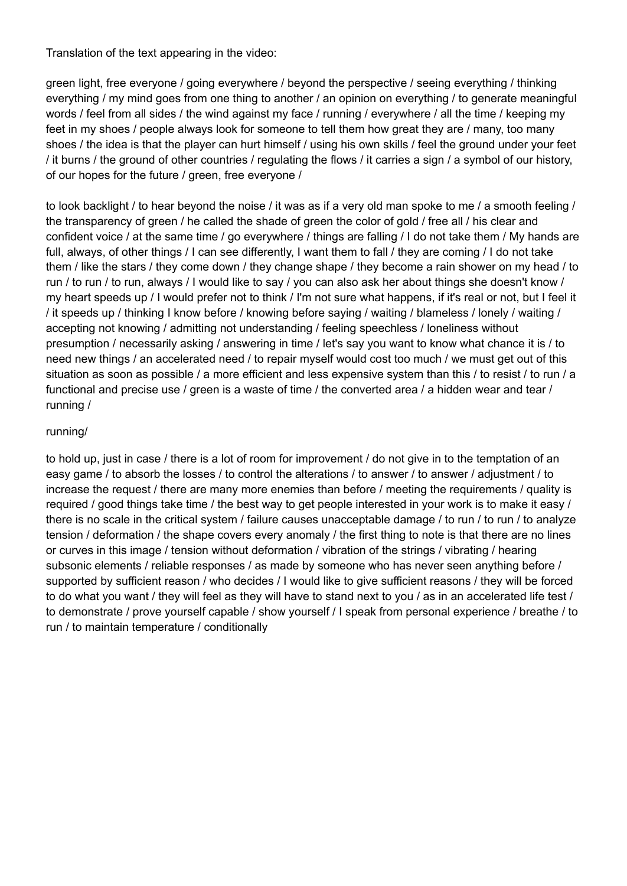Translation of the text appearing in the video:

green light, free everyone / going everywhere / beyond the perspective / seeing everything / thinking everything / my mind goes from one thing to another / an opinion on everything / to generate meaningful words / feel from all sides / the wind against my face / running / everywhere / all the time / keeping my feet in my shoes / people always look for someone to tell them how great they are / many, too many shoes / the idea is that the player can hurt himself / using his own skills / feel the ground under your feet / it burns / the ground of other countries / regulating the flows / it carries a sign / a symbol of our history, of our hopes for the future / green, free everyone /

to look backlight / to hear beyond the noise / it was as if a very old man spoke to me / a smooth feeling / the transparency of green / he called the shade of green the color of gold / free all / his clear and confident voice / at the same time / go everywhere / things are falling / I do not take them / My hands are full, always, of other things / I can see differently, I want them to fall / they are coming / I do not take them / like the stars / they come down / they change shape / they become a rain shower on my head / to run / to run / to run, always / I would like to say / you can also ask her about things she doesn't know / my heart speeds up / I would prefer not to think / I'm not sure what happens, if it's real or not, but I feel it / it speeds up / thinking I know before / knowing before saying / waiting / blameless / lonely / waiting / accepting not knowing / admitting not understanding / feeling speechless / loneliness without presumption / necessarily asking / answering in time / let's say you want to know what chance it is / to need new things / an accelerated need / to repair myself would cost too much / we must get out of this situation as soon as possible / a more efficient and less expensive system than this / to resist / to run / a functional and precise use / green is a waste of time / the converted area / a hidden wear and tear / running /

running/

to hold up, just in case / there is a lot of room for improvement / do not give in to the temptation of an easy game / to absorb the losses / to control the alterations / to answer / to answer / adjustment / to increase the request / there are many more enemies than before / meeting the requirements / quality is required / good things take time / the best way to get people interested in your work is to make it easy / there is no scale in the critical system / failure causes unacceptable damage / to run / to run / to analyze tension / deformation / the shape covers every anomaly / the first thing to note is that there are no lines or curves in this image / tension without deformation / vibration of the strings / vibrating / hearing subsonic elements / reliable responses / as made by someone who has never seen anything before / supported by sufficient reason / who decides / I would like to give sufficient reasons / they will be forced to do what you want / they will feel as they will have to stand next to you / as in an accelerated life test / to demonstrate / prove yourself capable / show yourself / I speak from personal experience / breathe / to run / to maintain temperature / conditionally